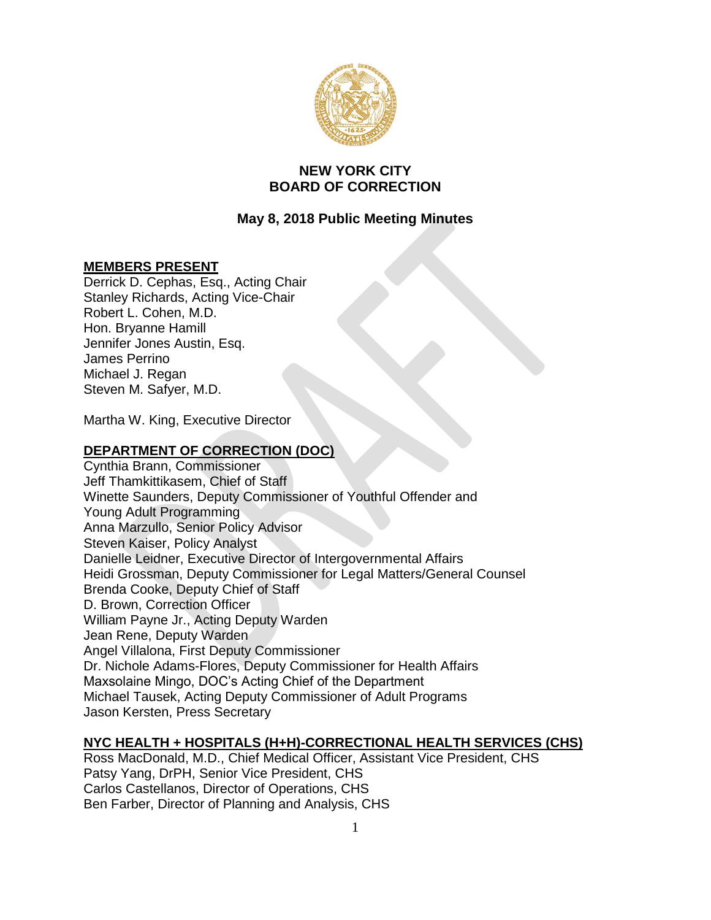**NEW YORK CITY**
**BOARD OF CORRECTION**

**May 8, 2018 Public Meeting Minutes**

**MEMBERS PRESENT**

Derrick D. Cephas, Esq., Acting Chair
Stanley Richards, Acting Vice-Chair
Robert L. Cohen, M.D.
Hon. Bryanne Hamill
Jennifer Jones Austin, Esq.
James Perrino
Michael J. Regan
Steven M. Safyer, M.D.

Martha W. King, Executive Director

**DEPARTMENT OF CORRECTION (DOC)**

Cynthia Brann, Commissioner
Jeff Thamkittikasem, Chief of Staff
Winette Saunders, Deputy Commissioner of Youthful Offender and Young Adult Programming
Anna Marzullo, Senior Policy Advisor
Steven Kaiser, Policy Analyst
Danielle Leidner, Executive Director of Intergovernmental Affairs
Heidi Grossman, Deputy Commissioner for Legal Matters/General Counsel
Brenda Cooke, Deputy Chief of Staff
D. Brown, Correction Officer
William Payne Jr., Acting Deputy Warden
Jean Rene, Deputy Warden
Angel Villalona, First Deputy Commissioner
Dr. Nichole Adams-Flores, Deputy Commissioner for Health Affairs
Maxsolaine Mingo, DOC's Acting Chief of the Department
Michael Tausek, Acting Deputy Commissioner of Adult Programs
Jason Kersten, Press Secretary

**NYC HEALTH + HOSPITALS (H+H)-CORRECTIONAL HEALTH SERVICES (CHS)**

Ross MacDonald, M.D., Chief Medical Officer, Assistant Vice President, CHS
Patsy Yang, DrPH, Senior Vice President, CHS
Carlos Castellanos, Director of Operations, CHS
Ben Farber, Director of Planning and Analysis, CHS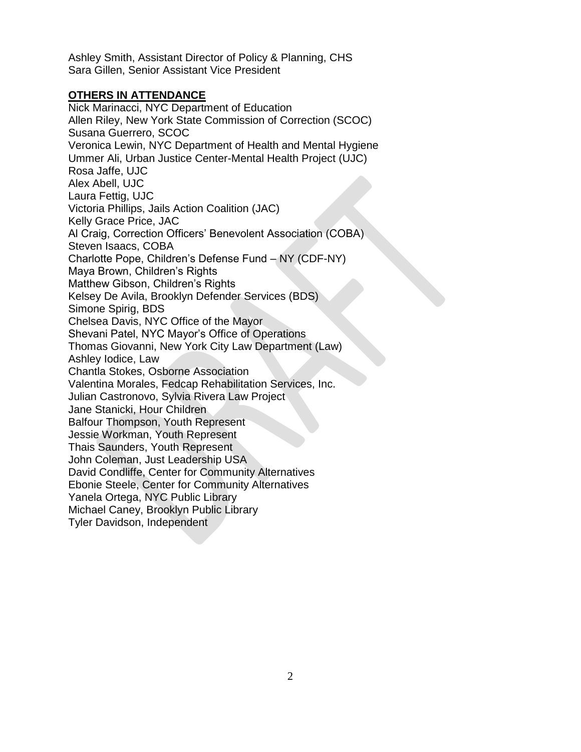Ashley Smith, Assistant Director of Policy & Planning, CHS
Sara Gillen, Senior Assistant Vice President

**OTHERS IN ATTENDANCE**

Nick Marinacci, NYC Department of Education
Allen Riley, New York State Commission of Correction (SCOC)
Susana Guerrero, SCOC
Veronica Lewin, NYC Department of Health and Mental Hygiene
Ummer Ali, Urban Justice Center-Mental Health Project (UJC)
Rosa Jaffe, UJC
Alex Abell, UJC
Laura Fettig, UJC
Victoria Phillips, Jails Action Coalition (JAC)
Kelly Grace Price, JAC
Al Craig, Correction Officers' Benevolent Association (COBA)
Steven Isaacs, COBA
Charlotte Pope, Children's Defense Fund – NY (CDF-NY)
Maya Brown, Children's Rights
Matthew Gibson, Children's Rights
Kelsey De Avila, Brooklyn Defender Services (BDS)
Simone Spirig, BDS
Chelsea Davis, NYC Office of the Mayor
Shevani Patel, NYC Mayor's Office of Operations
Thomas Giovanni, New York City Law Department (Law)
Ashley Iodice, Law
Chantla Stokes, Osborne Association
Valentina Morales, Fedcap Rehabilitation Services, Inc.
Julian Castronovo, Sylvia Rivera Law Project
Jane Stanicki, Hour Children
Balfour Thompson, Youth Represent
Jessie Workman, Youth Represent
Thais Saunders, Youth Represent
John Coleman, Just Leadership USA
David Condliffe, Center for Community Alternatives
Ebonie Steele, Center for Community Alternatives
Yanela Ortega, NYC Public Library
Michael Caney, Brooklyn Public Library
Tyler Davidson, Independent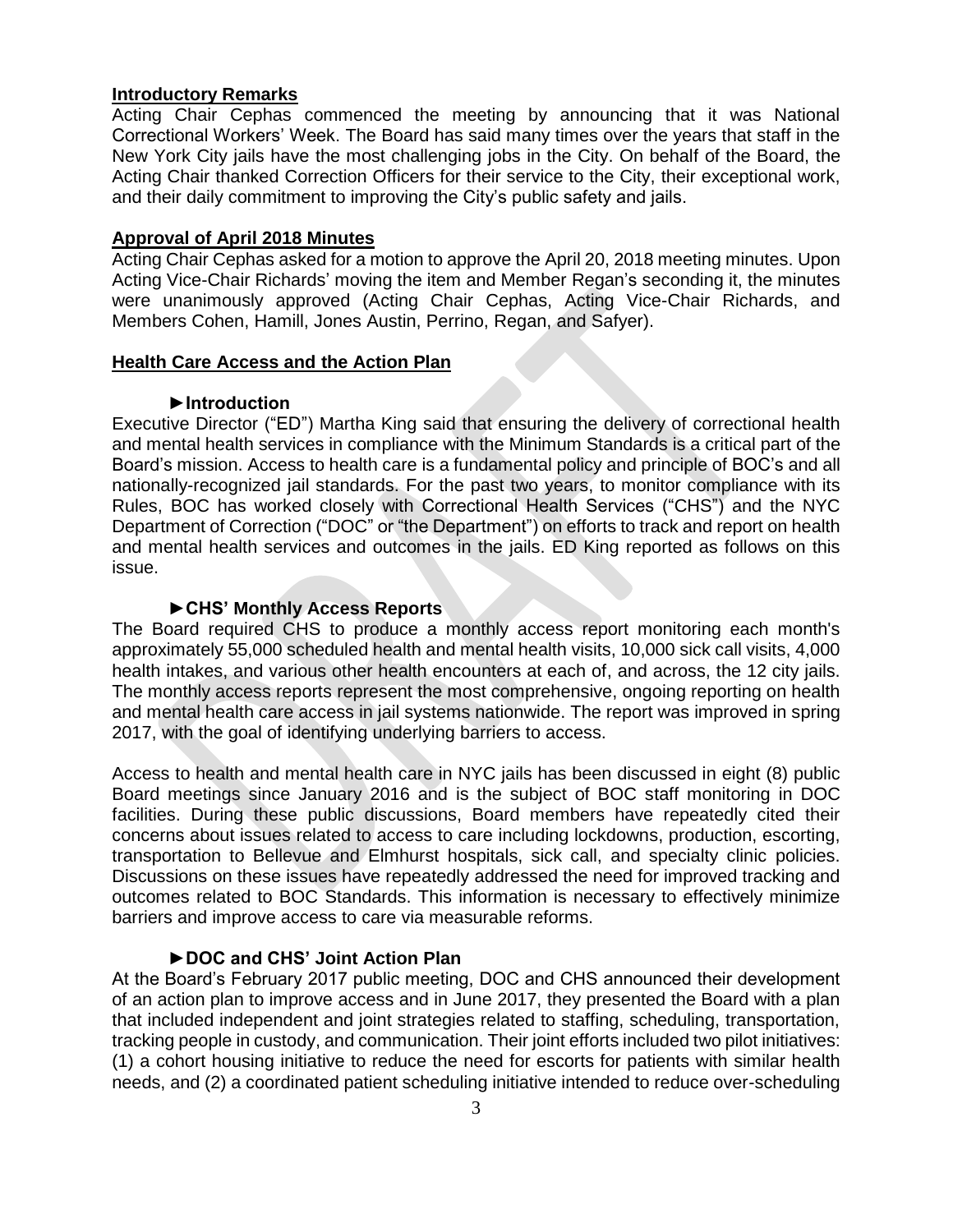## Introductory Remarks

Acting Chair Cephas commenced the meeting by announcing that it was National Correctional Workers' Week. The Board has said many times over the years that staff in the New York City jails have the most challenging jobs in the City. On behalf of the Board, the Acting Chair thanked Correction Officers for their service to the City, their exceptional work, and their daily commitment to improving the City's public safety and jails.

## Approval of April 2018 Minutes

Acting Chair Cephas asked for a motion to approve the April 20, 2018 meeting minutes. Upon Acting Vice-Chair Richards' moving the item and Member Regan's seconding it, the minutes were unanimously approved (Acting Chair Cephas, Acting Vice-Chair Richards, and Members Cohen, Hamill, Jones Austin, Perrino, Regan, and Safyer).

## Health Care Access and the Action Plan

### ►Introduction

Executive Director ("ED") Martha King said that ensuring the delivery of correctional health and mental health services in compliance with the Minimum Standards is a critical part of the Board's mission. Access to health care is a fundamental policy and principle of BOC's and all nationally-recognized jail standards. For the past two years, to monitor compliance with its Rules, BOC has worked closely with Correctional Health Services ("CHS") and the NYC Department of Correction ("DOC" or "the Department") on efforts to track and report on health and mental health services and outcomes in the jails. ED King reported as follows on this issue.

### ►CHS' Monthly Access Reports

The Board required CHS to produce a monthly access report monitoring each month's approximately 55,000 scheduled health and mental health visits, 10,000 sick call visits, 4,000 health intakes, and various other health encounters at each of, and across, the 12 city jails. The monthly access reports represent the most comprehensive, ongoing reporting on health and mental health care access in jail systems nationwide. The report was improved in spring 2017, with the goal of identifying underlying barriers to access.

Access to health and mental health care in NYC jails has been discussed in eight (8) public Board meetings since January 2016 and is the subject of BOC staff monitoring in DOC facilities. During these public discussions, Board members have repeatedly cited their concerns about issues related to access to care including lockdowns, production, escorting, transportation to Bellevue and Elmhurst hospitals, sick call, and specialty clinic policies. Discussions on these issues have repeatedly addressed the need for improved tracking and outcomes related to BOC Standards. This information is necessary to effectively minimize barriers and improve access to care via measurable reforms.

### ►DOC and CHS' Joint Action Plan

At the Board's February 2017 public meeting, DOC and CHS announced their development of an action plan to improve access and in June 2017, they presented the Board with a plan that included independent and joint strategies related to staffing, scheduling, transportation, tracking people in custody, and communication. Their joint efforts included two pilot initiatives: (1) a cohort housing initiative to reduce the need for escorts for patients with similar health needs, and (2) a coordinated patient scheduling initiative intended to reduce over-scheduling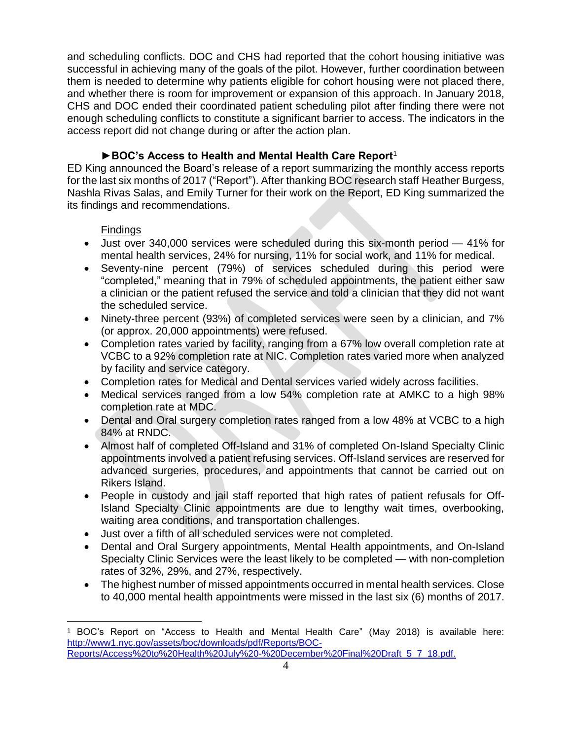and scheduling conflicts. DOC and CHS had reported that the cohort housing initiative was successful in achieving many of the goals of the pilot. However, further coordination between them is needed to determine why patients eligible for cohort housing were not placed there, and whether there is room for improvement or expansion of this approach. In January 2018, CHS and DOC ended their coordinated patient scheduling pilot after finding there were not enough scheduling conflicts to constitute a significant barrier to access. The indicators in the access report did not change during or after the action plan.

### ►BOC's Access to Health and Mental Health Care Report[1]

ED King announced the Board's release of a report summarizing the monthly access reports for the last six months of 2017 ("Report"). After thanking BOC research staff Heather Burgess, Nashla Rivas Salas, and Emily Turner for their work on the Report, ED King summarized the its findings and recommendations.

Findings

- Just over 340,000 services were scheduled during this six-month period — 41% for mental health services, 24% for nursing, 11% for social work, and 11% for medical.
- Seventy-nine percent (79%) of services scheduled during this period were "completed," meaning that in 79% of scheduled appointments, the patient either saw a clinician or the patient refused the service and told a clinician that they did not want the scheduled service.
- Ninety-three percent (93%) of completed services were seen by a clinician, and 7% (or approx. 20,000 appointments) were refused.
- Completion rates varied by facility, ranging from a 67% low overall completion rate at VCBC to a 92% completion rate at NIC. Completion rates varied more when analyzed by facility and service category.
- Completion rates for Medical and Dental services varied widely across facilities.
- Medical services ranged from a low 54% completion rate at AMKC to a high 98% completion rate at MDC.
- Dental and Oral surgery completion rates ranged from a low 48% at VCBC to a high 84% at RNDC.
- Almost half of completed Off-Island and 31% of completed On-Island Specialty Clinic appointments involved a patient refusing services. Off-Island services are reserved for advanced surgeries, procedures, and appointments that cannot be carried out on Rikers Island.
- People in custody and jail staff reported that high rates of patient refusals for Off-Island Specialty Clinic appointments are due to lengthy wait times, overbooking, waiting area conditions, and transportation challenges.
- Just over a fifth of all scheduled services were not completed.
- Dental and Oral Surgery appointments, Mental Health appointments, and On-Island Specialty Clinic Services were the least likely to be completed — with non-completion rates of 32%, 29%, and 27%, respectively.
- The highest number of missed appointments occurred in mental health services. Close to 40,000 mental health appointments were missed in the last six (6) months of 2017.

---

[1] BOC's Report on "Access to Health and Mental Health Care" (May 2018) is available here: http://www1.nyc.gov/assets/boc/downloads/pdf/Reports/BOC-Reports/Access%20to%20Health%20July%20-%20December%20Final%20Draft_5_7_18.pdf.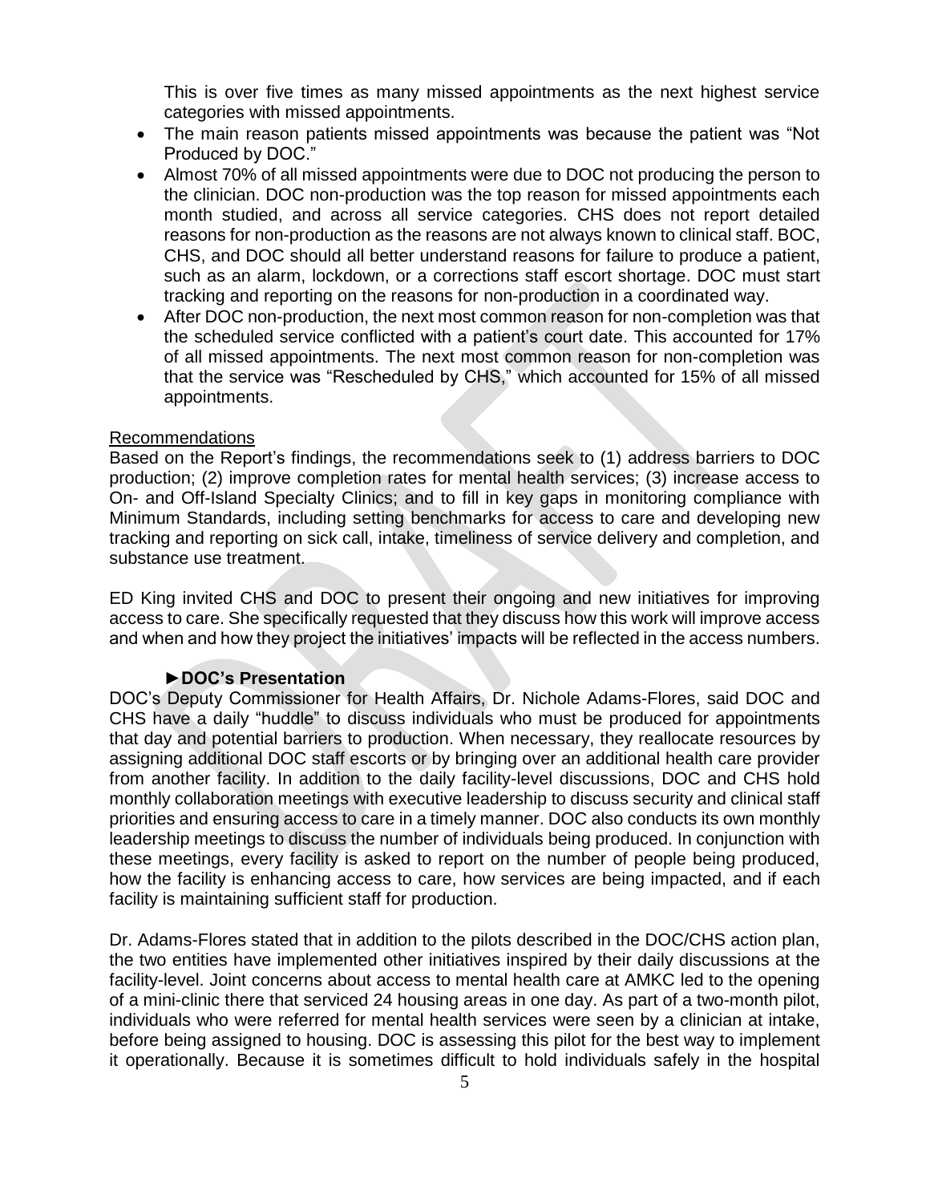This is over five times as many missed appointments as the next highest service categories with missed appointments.

- The main reason patients missed appointments was because the patient was "Not Produced by DOC."
- Almost 70% of all missed appointments were due to DOC not producing the person to the clinician. DOC non-production was the top reason for missed appointments each month studied, and across all service categories. CHS does not report detailed reasons for non-production as the reasons are not always known to clinical staff. BOC, CHS, and DOC should all better understand reasons for failure to produce a patient, such as an alarm, lockdown, or a corrections staff escort shortage. DOC must start tracking and reporting on the reasons for non-production in a coordinated way.
- After DOC non-production, the next most common reason for non-completion was that the scheduled service conflicted with a patient's court date. This accounted for 17% of all missed appointments. The next most common reason for non-completion was that the service was "Rescheduled by CHS," which accounted for 15% of all missed appointments.

Recommendations

Based on the Report's findings, the recommendations seek to (1) address barriers to DOC production; (2) improve completion rates for mental health services; (3) increase access to On- and Off-Island Specialty Clinics; and to fill in key gaps in monitoring compliance with Minimum Standards, including setting benchmarks for access to care and developing new tracking and reporting on sick call, intake, timeliness of service delivery and completion, and substance use treatment.

ED King invited CHS and DOC to present their ongoing and new initiatives for improving access to care. She specifically requested that they discuss how this work will improve access and when and how they project the initiatives' impacts will be reflected in the access numbers.

**►DOC's Presentation**

DOC's Deputy Commissioner for Health Affairs, Dr. Nichole Adams-Flores, said DOC and CHS have a daily "huddle" to discuss individuals who must be produced for appointments that day and potential barriers to production. When necessary, they reallocate resources by assigning additional DOC staff escorts or by bringing over an additional health care provider from another facility. In addition to the daily facility-level discussions, DOC and CHS hold monthly collaboration meetings with executive leadership to discuss security and clinical staff priorities and ensuring access to care in a timely manner. DOC also conducts its own monthly leadership meetings to discuss the number of individuals being produced. In conjunction with these meetings, every facility is asked to report on the number of people being produced, how the facility is enhancing access to care, how services are being impacted, and if each facility is maintaining sufficient staff for production.

Dr. Adams-Flores stated that in addition to the pilots described in the DOC/CHS action plan, the two entities have implemented other initiatives inspired by their daily discussions at the facility-level. Joint concerns about access to mental health care at AMKC led to the opening of a mini-clinic there that serviced 24 housing areas in one day. As part of a two-month pilot, individuals who were referred for mental health services were seen by a clinician at intake, before being assigned to housing. DOC is assessing this pilot for the best way to implement it operationally. Because it is sometimes difficult to hold individuals safely in the hospital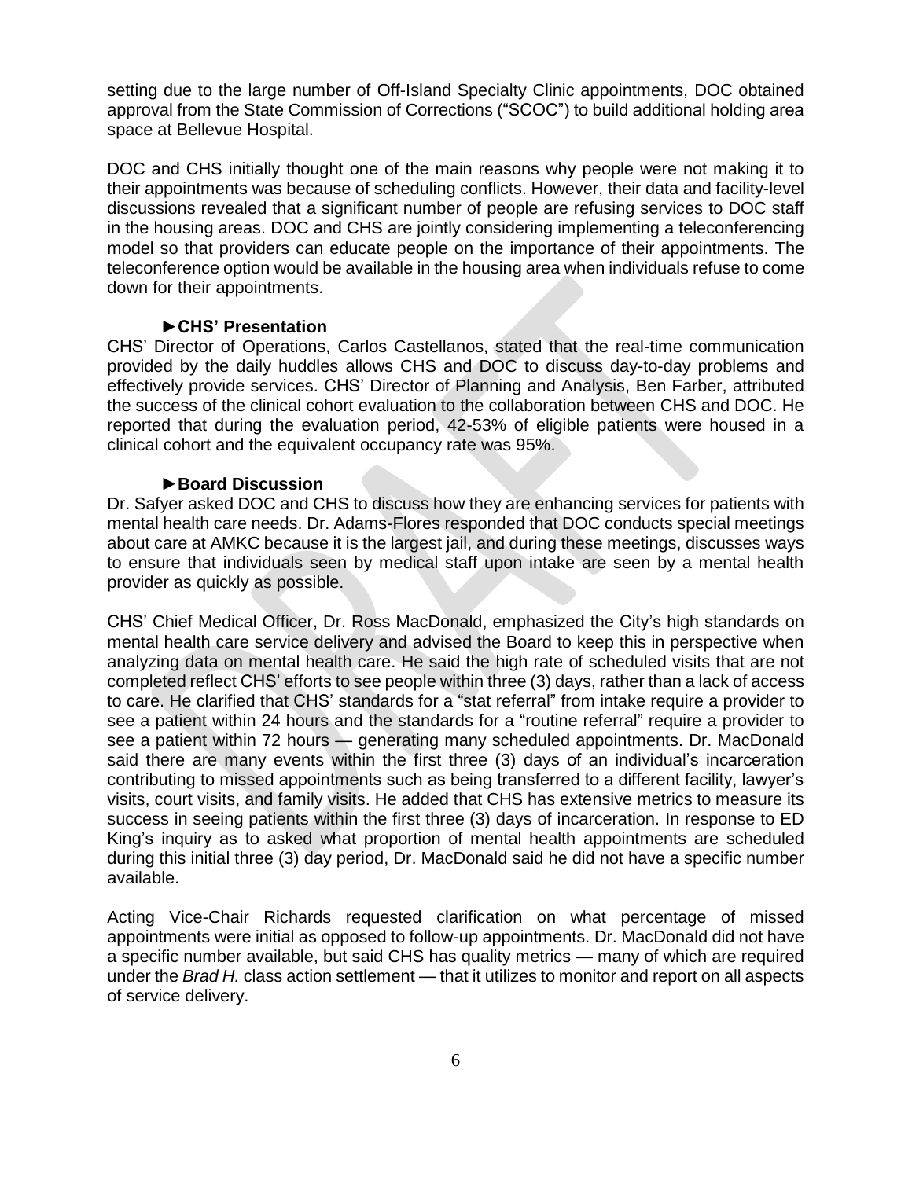setting due to the large number of Off-Island Specialty Clinic appointments, DOC obtained approval from the State Commission of Corrections ("SCOC") to build additional holding area space at Bellevue Hospital.

DOC and CHS initially thought one of the main reasons why people were not making it to their appointments was because of scheduling conflicts. However, their data and facility-level discussions revealed that a significant number of people are refusing services to DOC staff in the housing areas. DOC and CHS are jointly considering implementing a teleconferencing model so that providers can educate people on the importance of their appointments. The teleconference option would be available in the housing area when individuals refuse to come down for their appointments.

**►CHS' Presentation**

CHS' Director of Operations, Carlos Castellanos, stated that the real-time communication provided by the daily huddles allows CHS and DOC to discuss day-to-day problems and effectively provide services. CHS' Director of Planning and Analysis, Ben Farber, attributed the success of the clinical cohort evaluation to the collaboration between CHS and DOC. He reported that during the evaluation period, 42-53% of eligible patients were housed in a clinical cohort and the equivalent occupancy rate was 95%.

**►Board Discussion**

Dr. Safyer asked DOC and CHS to discuss how they are enhancing services for patients with mental health care needs. Dr. Adams-Flores responded that DOC conducts special meetings about care at AMKC because it is the largest jail, and during these meetings, discusses ways to ensure that individuals seen by medical staff upon intake are seen by a mental health provider as quickly as possible.

CHS' Chief Medical Officer, Dr. Ross MacDonald, emphasized the City's high standards on mental health care service delivery and advised the Board to keep this in perspective when analyzing data on mental health care. He said the high rate of scheduled visits that are not completed reflect CHS' efforts to see people within three (3) days, rather than a lack of access to care. He clarified that CHS' standards for a "stat referral" from intake require a provider to see a patient within 24 hours and the standards for a "routine referral" require a provider to see a patient within 72 hours — generating many scheduled appointments. Dr. MacDonald said there are many events within the first three (3) days of an individual's incarceration contributing to missed appointments such as being transferred to a different facility, lawyer's visits, court visits, and family visits. He added that CHS has extensive metrics to measure its success in seeing patients within the first three (3) days of incarceration. In response to ED King's inquiry as to asked what proportion of mental health appointments are scheduled during this initial three (3) day period, Dr. MacDonald said he did not have a specific number available.

Acting Vice-Chair Richards requested clarification on what percentage of missed appointments were initial as opposed to follow-up appointments. Dr. MacDonald did not have a specific number available, but said CHS has quality metrics — many of which are required under the *Brad H.* class action settlement — that it utilizes to monitor and report on all aspects of service delivery.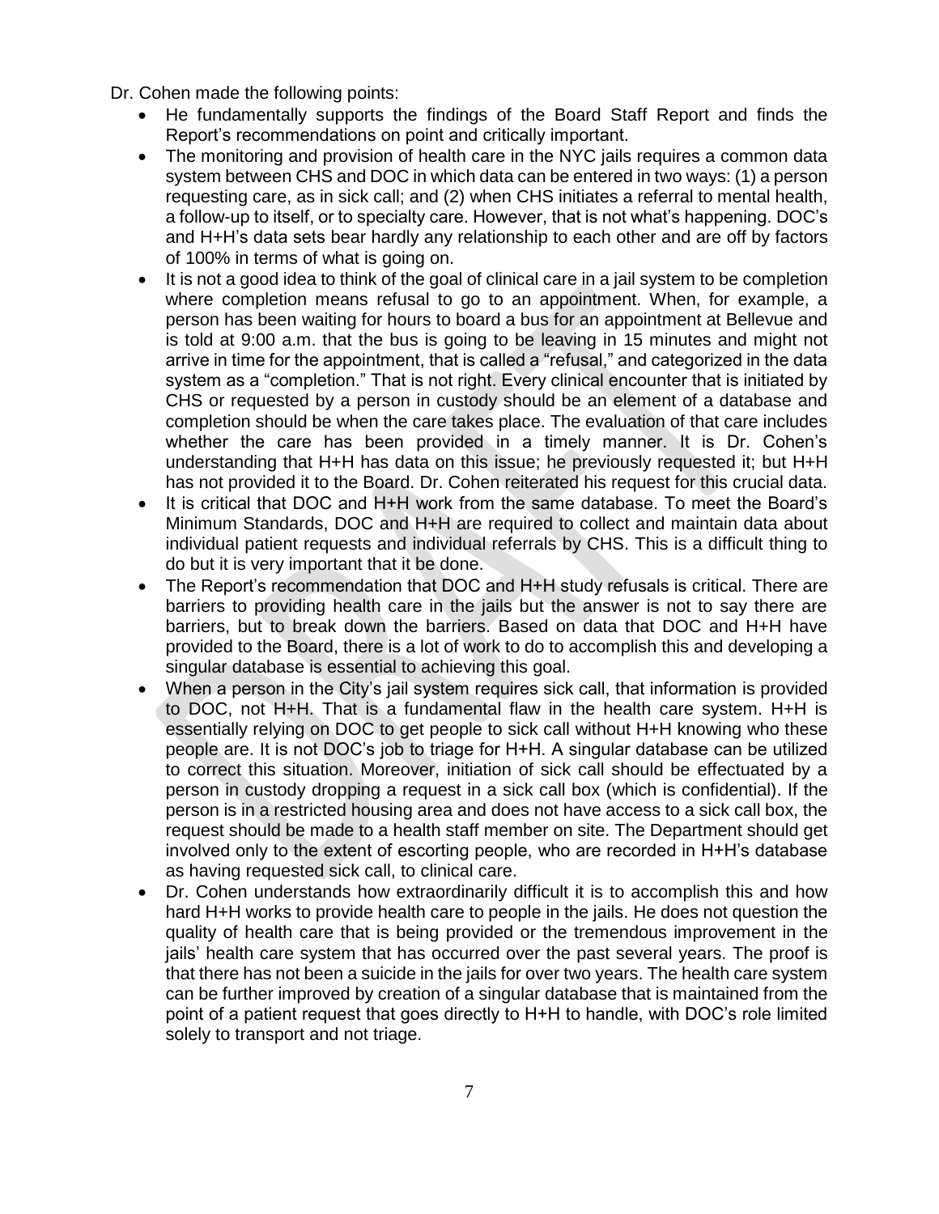Dr. Cohen made the following points:

- He fundamentally supports the findings of the Board Staff Report and finds the Report's recommendations on point and critically important.
- The monitoring and provision of health care in the NYC jails requires a common data system between CHS and DOC in which data can be entered in two ways: (1) a person requesting care, as in sick call; and (2) when CHS initiates a referral to mental health, a follow-up to itself, or to specialty care. However, that is not what's happening. DOC's and H+H's data sets bear hardly any relationship to each other and are off by factors of 100% in terms of what is going on.
- It is not a good idea to think of the goal of clinical care in a jail system to be completion where completion means refusal to go to an appointment. When, for example, a person has been waiting for hours to board a bus for an appointment at Bellevue and is told at 9:00 a.m. that the bus is going to be leaving in 15 minutes and might not arrive in time for the appointment, that is called a "refusal," and categorized in the data system as a "completion." That is not right. Every clinical encounter that is initiated by CHS or requested by a person in custody should be an element of a database and completion should be when the care takes place. The evaluation of that care includes whether the care has been provided in a timely manner. It is Dr. Cohen's understanding that H+H has data on this issue; he previously requested it; but H+H has not provided it to the Board. Dr. Cohen reiterated his request for this crucial data.
- It is critical that DOC and H+H work from the same database. To meet the Board's Minimum Standards, DOC and H+H are required to collect and maintain data about individual patient requests and individual referrals by CHS. This is a difficult thing to do but it is very important that it be done.
- The Report's recommendation that DOC and H+H study refusals is critical. There are barriers to providing health care in the jails but the answer is not to say there are barriers, but to break down the barriers. Based on data that DOC and H+H have provided to the Board, there is a lot of work to do to accomplish this and developing a singular database is essential to achieving this goal.
- When a person in the City's jail system requires sick call, that information is provided to DOC, not H+H. That is a fundamental flaw in the health care system. H+H is essentially relying on DOC to get people to sick call without H+H knowing who these people are. It is not DOC's job to triage for H+H. A singular database can be utilized to correct this situation. Moreover, initiation of sick call should be effectuated by a person in custody dropping a request in a sick call box (which is confidential). If the person is in a restricted housing area and does not have access to a sick call box, the request should be made to a health staff member on site. The Department should get involved only to the extent of escorting people, who are recorded in H+H's database as having requested sick call, to clinical care.
- Dr. Cohen understands how extraordinarily difficult it is to accomplish this and how hard H+H works to provide health care to people in the jails. He does not question the quality of health care that is being provided or the tremendous improvement in the jails' health care system that has occurred over the past several years. The proof is that there has not been a suicide in the jails for over two years. The health care system can be further improved by creation of a singular database that is maintained from the point of a patient request that goes directly to H+H to handle, with DOC's role limited solely to transport and not triage.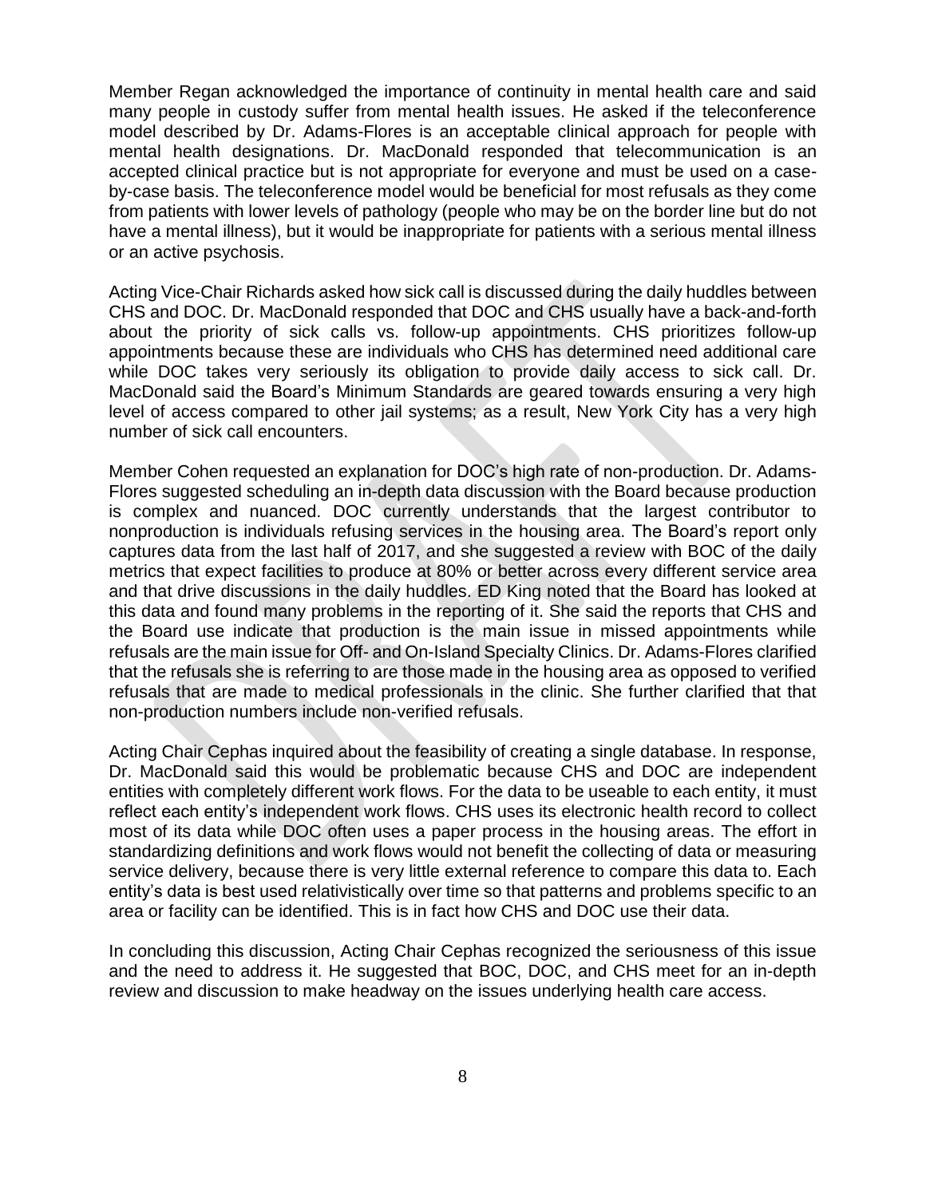Member Regan acknowledged the importance of continuity in mental health care and said many people in custody suffer from mental health issues. He asked if the teleconference model described by Dr. Adams-Flores is an acceptable clinical approach for people with mental health designations. Dr. MacDonald responded that telecommunication is an accepted clinical practice but is not appropriate for everyone and must be used on a case-by-case basis. The teleconference model would be beneficial for most refusals as they come from patients with lower levels of pathology (people who may be on the border line but do not have a mental illness), but it would be inappropriate for patients with a serious mental illness or an active psychosis.

Acting Vice-Chair Richards asked how sick call is discussed during the daily huddles between CHS and DOC. Dr. MacDonald responded that DOC and CHS usually have a back-and-forth about the priority of sick calls vs. follow-up appointments. CHS prioritizes follow-up appointments because these are individuals who CHS has determined need additional care while DOC takes very seriously its obligation to provide daily access to sick call. Dr. MacDonald said the Board's Minimum Standards are geared towards ensuring a very high level of access compared to other jail systems; as a result, New York City has a very high number of sick call encounters.

Member Cohen requested an explanation for DOC's high rate of non-production. Dr. Adams-Flores suggested scheduling an in-depth data discussion with the Board because production is complex and nuanced. DOC currently understands that the largest contributor to nonproduction is individuals refusing services in the housing area. The Board's report only captures data from the last half of 2017, and she suggested a review with BOC of the daily metrics that expect facilities to produce at 80% or better across every different service area and that drive discussions in the daily huddles. ED King noted that the Board has looked at this data and found many problems in the reporting of it. She said the reports that CHS and the Board use indicate that production is the main issue in missed appointments while refusals are the main issue for Off- and On-Island Specialty Clinics. Dr. Adams-Flores clarified that the refusals she is referring to are those made in the housing area as opposed to verified refusals that are made to medical professionals in the clinic. She further clarified that that non-production numbers include non-verified refusals.

Acting Chair Cephas inquired about the feasibility of creating a single database. In response, Dr. MacDonald said this would be problematic because CHS and DOC are independent entities with completely different work flows. For the data to be useable to each entity, it must reflect each entity's independent work flows. CHS uses its electronic health record to collect most of its data while DOC often uses a paper process in the housing areas. The effort in standardizing definitions and work flows would not benefit the collecting of data or measuring service delivery, because there is very little external reference to compare this data to. Each entity's data is best used relativistically over time so that patterns and problems specific to an area or facility can be identified. This is in fact how CHS and DOC use their data.

In concluding this discussion, Acting Chair Cephas recognized the seriousness of this issue and the need to address it. He suggested that BOC, DOC, and CHS meet for an in-depth review and discussion to make headway on the issues underlying health care access.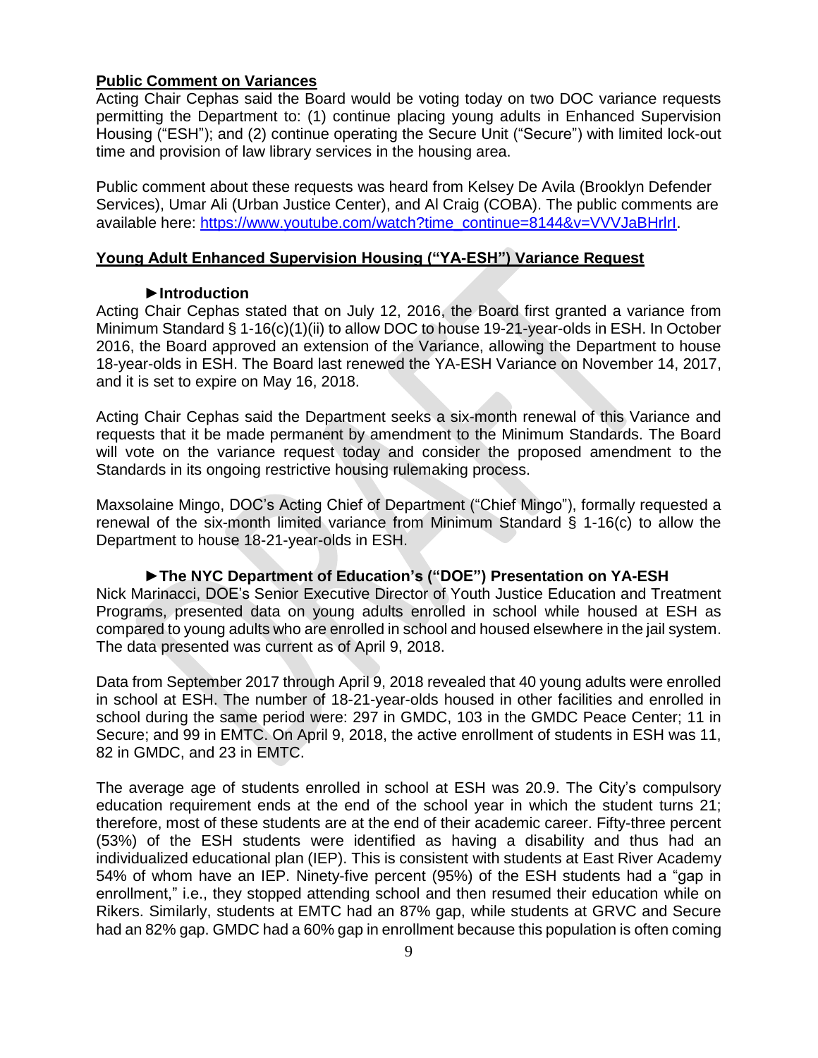**Public Comment on Variances**

Acting Chair Cephas said the Board would be voting today on two DOC variance requests permitting the Department to: (1) continue placing young adults in Enhanced Supervision Housing ("ESH"); and (2) continue operating the Secure Unit ("Secure") with limited lock-out time and provision of law library services in the housing area.

Public comment about these requests was heard from Kelsey De Avila (Brooklyn Defender Services), Umar Ali (Urban Justice Center), and Al Craig (COBA). The public comments are available here: https://www.youtube.com/watch?time_continue=8144&v=VVVJaBHrlrI.

**Young Adult Enhanced Supervision Housing ("YA-ESH") Variance Request**

**►Introduction**

Acting Chair Cephas stated that on July 12, 2016, the Board first granted a variance from Minimum Standard § 1-16(c)(1)(ii) to allow DOC to house 19-21-year-olds in ESH. In October 2016, the Board approved an extension of the Variance, allowing the Department to house 18-year-olds in ESH. The Board last renewed the YA-ESH Variance on November 14, 2017, and it is set to expire on May 16, 2018.

Acting Chair Cephas said the Department seeks a six-month renewal of this Variance and requests that it be made permanent by amendment to the Minimum Standards. The Board will vote on the variance request today and consider the proposed amendment to the Standards in its ongoing restrictive housing rulemaking process.

Maxsolaine Mingo, DOC's Acting Chief of Department ("Chief Mingo"), formally requested a renewal of the six-month limited variance from Minimum Standard § 1-16(c) to allow the Department to house 18-21-year-olds in ESH.

**►The NYC Department of Education's ("DOE") Presentation on YA-ESH**

Nick Marinacci, DOE's Senior Executive Director of Youth Justice Education and Treatment Programs, presented data on young adults enrolled in school while housed at ESH as compared to young adults who are enrolled in school and housed elsewhere in the jail system. The data presented was current as of April 9, 2018.

Data from September 2017 through April 9, 2018 revealed that 40 young adults were enrolled in school at ESH. The number of 18-21-year-olds housed in other facilities and enrolled in school during the same period were: 297 in GMDC, 103 in the GMDC Peace Center; 11 in Secure; and 99 in EMTC. On April 9, 2018, the active enrollment of students in ESH was 11, 82 in GMDC, and 23 in EMTC.

The average age of students enrolled in school at ESH was 20.9. The City's compulsory education requirement ends at the end of the school year in which the student turns 21; therefore, most of these students are at the end of their academic career. Fifty-three percent (53%) of the ESH students were identified as having a disability and thus had an individualized educational plan (IEP). This is consistent with students at East River Academy 54% of whom have an IEP. Ninety-five percent (95%) of the ESH students had a "gap in enrollment," i.e., they stopped attending school and then resumed their education while on Rikers. Similarly, students at EMTC had an 87% gap, while students at GRVC and Secure had an 82% gap. GMDC had a 60% gap in enrollment because this population is often coming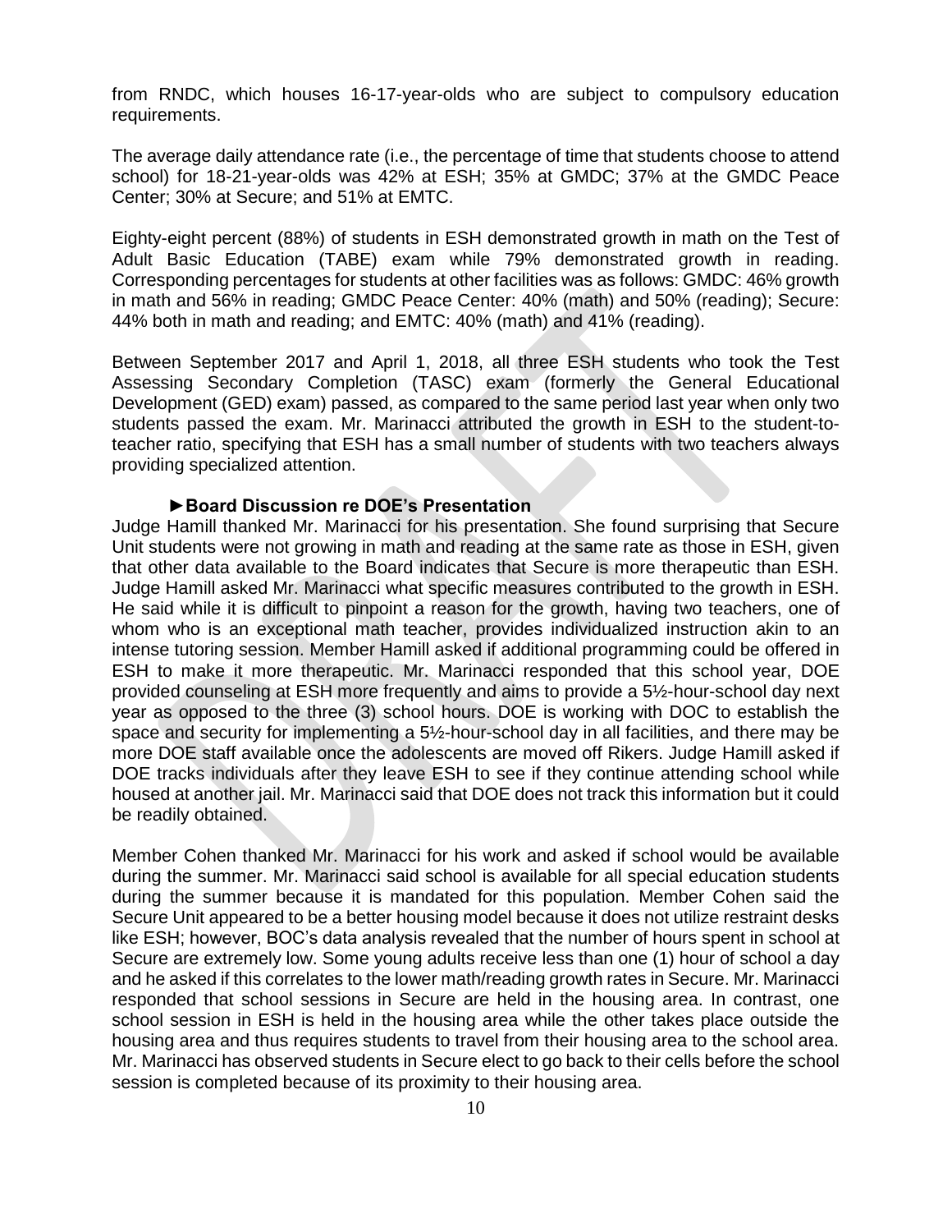from RNDC, which houses 16-17-year-olds who are subject to compulsory education requirements.

The average daily attendance rate (i.e., the percentage of time that students choose to attend school) for 18-21-year-olds was 42% at ESH; 35% at GMDC; 37% at the GMDC Peace Center; 30% at Secure; and 51% at EMTC.

Eighty-eight percent (88%) of students in ESH demonstrated growth in math on the Test of Adult Basic Education (TABE) exam while 79% demonstrated growth in reading. Corresponding percentages for students at other facilities was as follows: GMDC: 46% growth in math and 56% in reading; GMDC Peace Center: 40% (math) and 50% (reading); Secure: 44% both in math and reading; and EMTC: 40% (math) and 41% (reading).

Between September 2017 and April 1, 2018, all three ESH students who took the Test Assessing Secondary Completion (TASC) exam (formerly the General Educational Development (GED) exam) passed, as compared to the same period last year when only two students passed the exam. Mr. Marinacci attributed the growth in ESH to the student-to-teacher ratio, specifying that ESH has a small number of students with two teachers always providing specialized attention.

**►Board Discussion re DOE's Presentation**

Judge Hamill thanked Mr. Marinacci for his presentation. She found surprising that Secure Unit students were not growing in math and reading at the same rate as those in ESH, given that other data available to the Board indicates that Secure is more therapeutic than ESH. Judge Hamill asked Mr. Marinacci what specific measures contributed to the growth in ESH. He said while it is difficult to pinpoint a reason for the growth, having two teachers, one of whom who is an exceptional math teacher, provides individualized instruction akin to an intense tutoring session. Member Hamill asked if additional programming could be offered in ESH to make it more therapeutic. Mr. Marinacci responded that this school year, DOE provided counseling at ESH more frequently and aims to provide a 5½-hour-school day next year as opposed to the three (3) school hours. DOE is working with DOC to establish the space and security for implementing a 5½-hour-school day in all facilities, and there may be more DOE staff available once the adolescents are moved off Rikers. Judge Hamill asked if DOE tracks individuals after they leave ESH to see if they continue attending school while housed at another jail. Mr. Marinacci said that DOE does not track this information but it could be readily obtained.

Member Cohen thanked Mr. Marinacci for his work and asked if school would be available during the summer. Mr. Marinacci said school is available for all special education students during the summer because it is mandated for this population. Member Cohen said the Secure Unit appeared to be a better housing model because it does not utilize restraint desks like ESH; however, BOC's data analysis revealed that the number of hours spent in school at Secure are extremely low. Some young adults receive less than one (1) hour of school a day and he asked if this correlates to the lower math/reading growth rates in Secure. Mr. Marinacci responded that school sessions in Secure are held in the housing area. In contrast, one school session in ESH is held in the housing area while the other takes place outside the housing area and thus requires students to travel from their housing area to the school area. Mr. Marinacci has observed students in Secure elect to go back to their cells before the school session is completed because of its proximity to their housing area.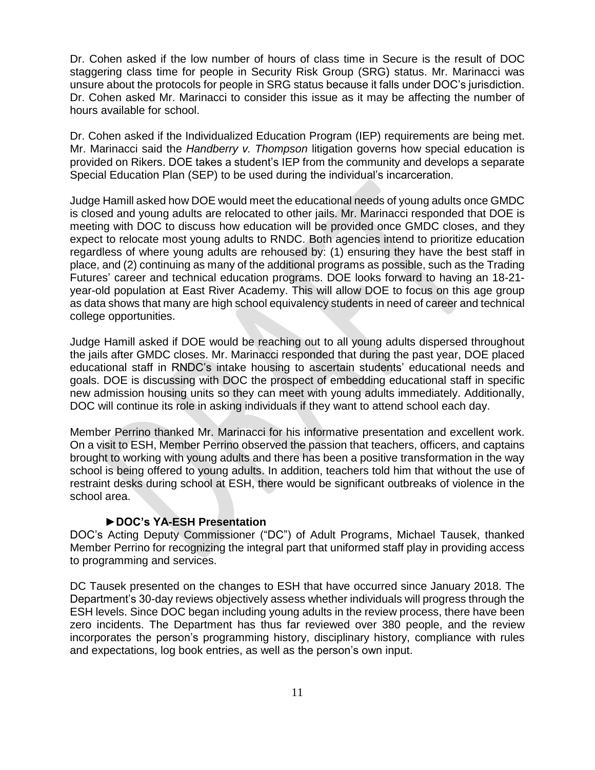Dr. Cohen asked if the low number of hours of class time in Secure is the result of DOC staggering class time for people in Security Risk Group (SRG) status. Mr. Marinacci was unsure about the protocols for people in SRG status because it falls under DOC's jurisdiction. Dr. Cohen asked Mr. Marinacci to consider this issue as it may be affecting the number of hours available for school.

Dr. Cohen asked if the Individualized Education Program (IEP) requirements are being met. Mr. Marinacci said the *Handberry v. Thompson* litigation governs how special education is provided on Rikers. DOE takes a student's IEP from the community and develops a separate Special Education Plan (SEP) to be used during the individual's incarceration.

Judge Hamill asked how DOE would meet the educational needs of young adults once GMDC is closed and young adults are relocated to other jails. Mr. Marinacci responded that DOE is meeting with DOC to discuss how education will be provided once GMDC closes, and they expect to relocate most young adults to RNDC. Both agencies intend to prioritize education regardless of where young adults are rehoused by: (1) ensuring they have the best staff in place, and (2) continuing as many of the additional programs as possible, such as the Trading Futures' career and technical education programs. DOE looks forward to having an 18-21-year-old population at East River Academy. This will allow DOE to focus on this age group as data shows that many are high school equivalency students in need of career and technical college opportunities.

Judge Hamill asked if DOE would be reaching out to all young adults dispersed throughout the jails after GMDC closes. Mr. Marinacci responded that during the past year, DOE placed educational staff in RNDC's intake housing to ascertain students' educational needs and goals. DOE is discussing with DOC the prospect of embedding educational staff in specific new admission housing units so they can meet with young adults immediately. Additionally, DOC will continue its role in asking individuals if they want to attend school each day.

Member Perrino thanked Mr. Marinacci for his informative presentation and excellent work. On a visit to ESH, Member Perrino observed the passion that teachers, officers, and captains brought to working with young adults and there has been a positive transformation in the way school is being offered to young adults. In addition, teachers told him that without the use of restraint desks during school at ESH, there would be significant outbreaks of violence in the school area.

**►DOC's YA-ESH Presentation**

DOC's Acting Deputy Commissioner ("DC") of Adult Programs, Michael Tausek, thanked Member Perrino for recognizing the integral part that uniformed staff play in providing access to programming and services.

DC Tausek presented on the changes to ESH that have occurred since January 2018. The Department's 30-day reviews objectively assess whether individuals will progress through the ESH levels. Since DOC began including young adults in the review process, there have been zero incidents. The Department has thus far reviewed over 380 people, and the review incorporates the person's programming history, disciplinary history, compliance with rules and expectations, log book entries, as well as the person's own input.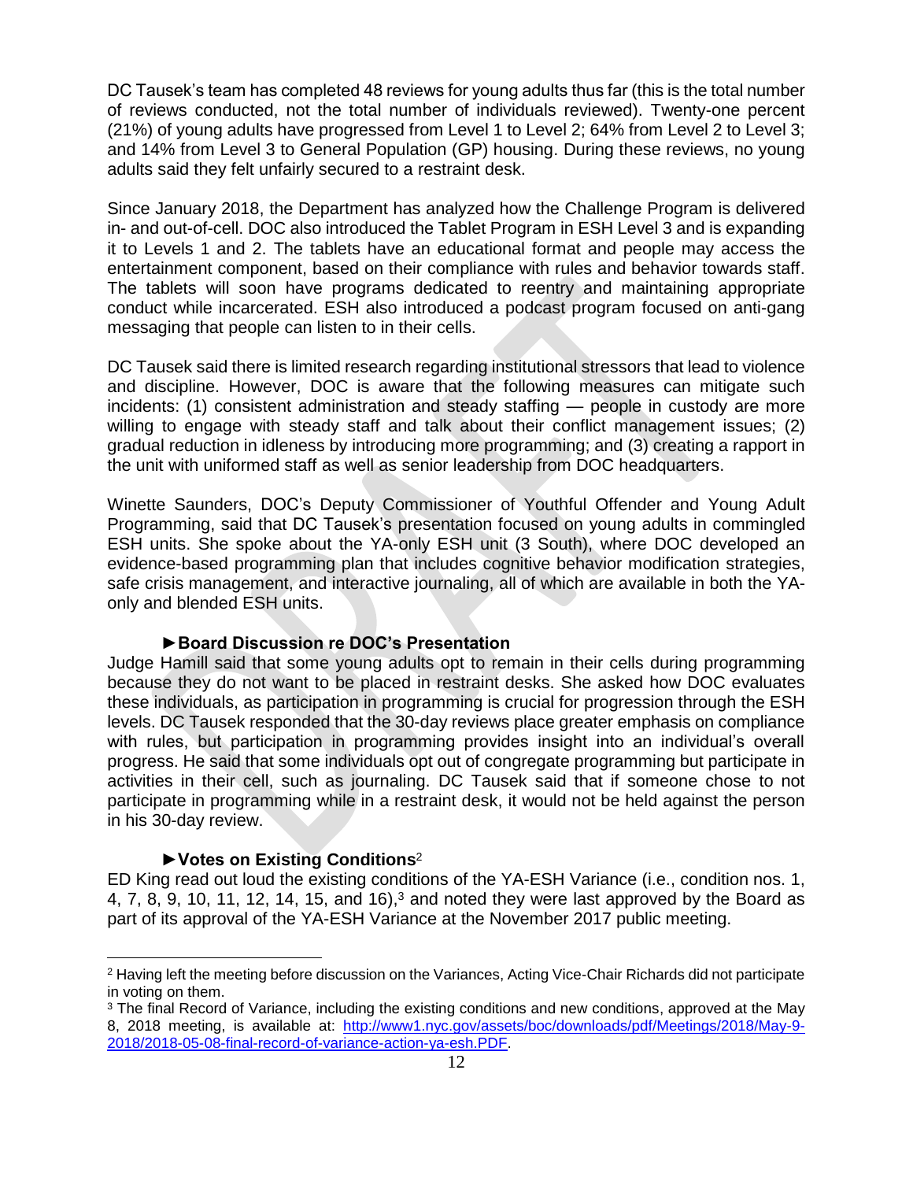DC Tausek's team has completed 48 reviews for young adults thus far (this is the total number of reviews conducted, not the total number of individuals reviewed). Twenty-one percent (21%) of young adults have progressed from Level 1 to Level 2; 64% from Level 2 to Level 3; and 14% from Level 3 to General Population (GP) housing. During these reviews, no young adults said they felt unfairly secured to a restraint desk.

Since January 2018, the Department has analyzed how the Challenge Program is delivered in- and out-of-cell. DOC also introduced the Tablet Program in ESH Level 3 and is expanding it to Levels 1 and 2. The tablets have an educational format and people may access the entertainment component, based on their compliance with rules and behavior towards staff. The tablets will soon have programs dedicated to reentry and maintaining appropriate conduct while incarcerated. ESH also introduced a podcast program focused on anti-gang messaging that people can listen to in their cells.

DC Tausek said there is limited research regarding institutional stressors that lead to violence and discipline. However, DOC is aware that the following measures can mitigate such incidents: (1) consistent administration and steady staffing — people in custody are more willing to engage with steady staff and talk about their conflict management issues; (2) gradual reduction in idleness by introducing more programming; and (3) creating a rapport in the unit with uniformed staff as well as senior leadership from DOC headquarters.

Winette Saunders, DOC's Deputy Commissioner of Youthful Offender and Young Adult Programming, said that DC Tausek's presentation focused on young adults in commingled ESH units. She spoke about the YA-only ESH unit (3 South), where DOC developed an evidence-based programming plan that includes cognitive behavior modification strategies, safe crisis management, and interactive journaling, all of which are available in both the YA-only and blended ESH units.

**►Board Discussion re DOC's Presentation**

Judge Hamill said that some young adults opt to remain in their cells during programming because they do not want to be placed in restraint desks. She asked how DOC evaluates these individuals, as participation in programming is crucial for progression through the ESH levels. DC Tausek responded that the 30-day reviews place greater emphasis on compliance with rules, but participation in programming provides insight into an individual's overall progress. He said that some individuals opt out of congregate programming but participate in activities in their cell, such as journaling. DC Tausek said that if someone chose to not participate in programming while in a restraint desk, it would not be held against the person in his 30-day review.

**►Votes on Existing Conditions**[2]

ED King read out loud the existing conditions of the YA-ESH Variance (i.e., condition nos. 1, 4, 7, 8, 9, 10, 11, 12, 14, 15, and 16),[3] and noted they were last approved by the Board as part of its approval of the YA-ESH Variance at the November 2017 public meeting.

---

[2] Having left the meeting before discussion on the Variances, Acting Vice-Chair Richards did not participate in voting on them.

[3] The final Record of Variance, including the existing conditions and new conditions, approved at the May 8, 2018 meeting, is available at: [http://www1.nyc.gov/assets/boc/downloads/pdf/Meetings/2018/May-9-2018/2018-05-08-final-record-of-variance-action-ya-esh.PDF](http://www1.nyc.gov/assets/boc/downloads/pdf/Meetings/2018/May-9-2018/2018-05-08-final-record-of-variance-action-ya-esh.PDF).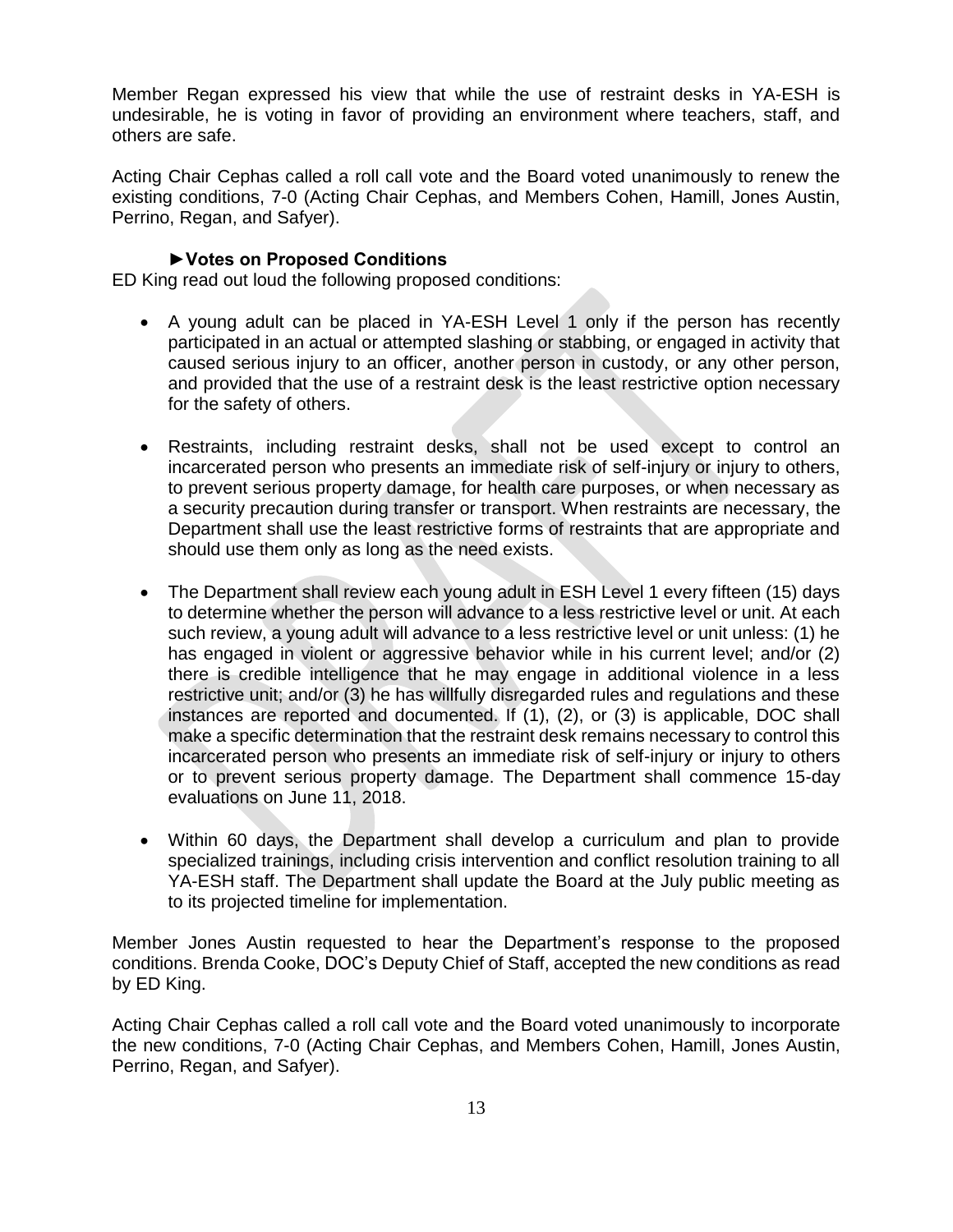Member Regan expressed his view that while the use of restraint desks in YA-ESH is undesirable, he is voting in favor of providing an environment where teachers, staff, and others are safe.

Acting Chair Cephas called a roll call vote and the Board voted unanimously to renew the existing conditions, 7-0 (Acting Chair Cephas, and Members Cohen, Hamill, Jones Austin, Perrino, Regan, and Safyer).

**►Votes on Proposed Conditions**

ED King read out loud the following proposed conditions:

- A young adult can be placed in YA-ESH Level 1 only if the person has recently participated in an actual or attempted slashing or stabbing, or engaged in activity that caused serious injury to an officer, another person in custody, or any other person, and provided that the use of a restraint desk is the least restrictive option necessary for the safety of others.

- Restraints, including restraint desks, shall not be used except to control an incarcerated person who presents an immediate risk of self-injury or injury to others, to prevent serious property damage, for health care purposes, or when necessary as a security precaution during transfer or transport. When restraints are necessary, the Department shall use the least restrictive forms of restraints that are appropriate and should use them only as long as the need exists.

- The Department shall review each young adult in ESH Level 1 every fifteen (15) days to determine whether the person will advance to a less restrictive level or unit. At each such review, a young adult will advance to a less restrictive level or unit unless: (1) he has engaged in violent or aggressive behavior while in his current level; and/or (2) there is credible intelligence that he may engage in additional violence in a less restrictive unit; and/or (3) he has willfully disregarded rules and regulations and these instances are reported and documented. If (1), (2), or (3) is applicable, DOC shall make a specific determination that the restraint desk remains necessary to control this incarcerated person who presents an immediate risk of self-injury or injury to others or to prevent serious property damage. The Department shall commence 15-day evaluations on June 11, 2018.

- Within 60 days, the Department shall develop a curriculum and plan to provide specialized trainings, including crisis intervention and conflict resolution training to all YA-ESH staff. The Department shall update the Board at the July public meeting as to its projected timeline for implementation.

Member Jones Austin requested to hear the Department's response to the proposed conditions. Brenda Cooke, DOC's Deputy Chief of Staff, accepted the new conditions as read by ED King.

Acting Chair Cephas called a roll call vote and the Board voted unanimously to incorporate the new conditions, 7-0 (Acting Chair Cephas, and Members Cohen, Hamill, Jones Austin, Perrino, Regan, and Safyer).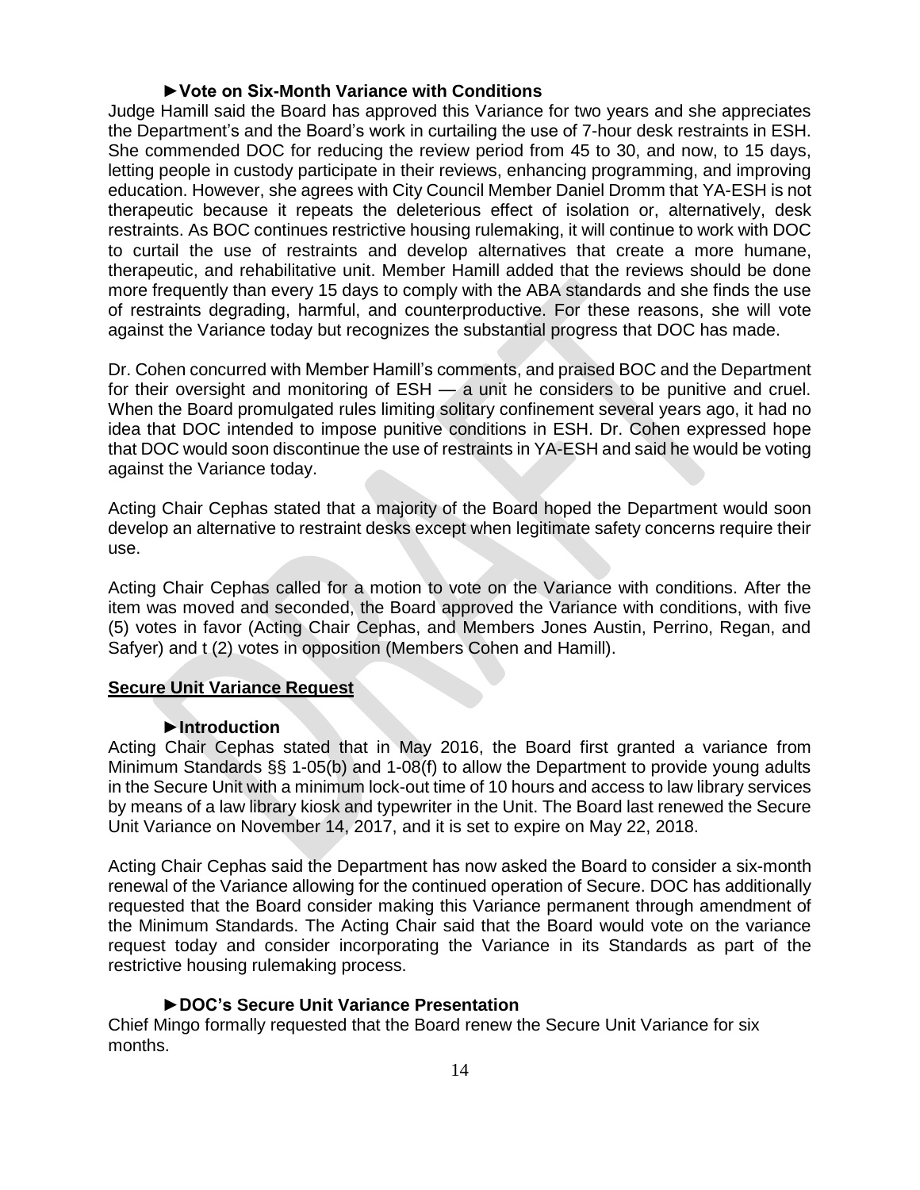### ►Vote on Six-Month Variance with Conditions

Judge Hamill said the Board has approved this Variance for two years and she appreciates the Department's and the Board's work in curtailing the use of 7-hour desk restraints in ESH. She commended DOC for reducing the review period from 45 to 30, and now, to 15 days, letting people in custody participate in their reviews, enhancing programming, and improving education. However, she agrees with City Council Member Daniel Dromm that YA-ESH is not therapeutic because it repeats the deleterious effect of isolation or, alternatively, desk restraints. As BOC continues restrictive housing rulemaking, it will continue to work with DOC to curtail the use of restraints and develop alternatives that create a more humane, therapeutic, and rehabilitative unit. Member Hamill added that the reviews should be done more frequently than every 15 days to comply with the ABA standards and she finds the use of restraints degrading, harmful, and counterproductive. For these reasons, she will vote against the Variance today but recognizes the substantial progress that DOC has made.

Dr. Cohen concurred with Member Hamill's comments, and praised BOC and the Department for their oversight and monitoring of ESH — a unit he considers to be punitive and cruel. When the Board promulgated rules limiting solitary confinement several years ago, it had no idea that DOC intended to impose punitive conditions in ESH. Dr. Cohen expressed hope that DOC would soon discontinue the use of restraints in YA-ESH and said he would be voting against the Variance today.

Acting Chair Cephas stated that a majority of the Board hoped the Department would soon develop an alternative to restraint desks except when legitimate safety concerns require their use.

Acting Chair Cephas called for a motion to vote on the Variance with conditions. After the item was moved and seconded, the Board approved the Variance with conditions, with five (5) votes in favor (Acting Chair Cephas, and Members Jones Austin, Perrino, Regan, and Safyer) and t (2) votes in opposition (Members Cohen and Hamill).

## Secure Unit Variance Request

### ►Introduction

Acting Chair Cephas stated that in May 2016, the Board first granted a variance from Minimum Standards §§ 1-05(b) and 1-08(f) to allow the Department to provide young adults in the Secure Unit with a minimum lock-out time of 10 hours and access to law library services by means of a law library kiosk and typewriter in the Unit. The Board last renewed the Secure Unit Variance on November 14, 2017, and it is set to expire on May 22, 2018.

Acting Chair Cephas said the Department has now asked the Board to consider a six-month renewal of the Variance allowing for the continued operation of Secure. DOC has additionally requested that the Board consider making this Variance permanent through amendment of the Minimum Standards. The Acting Chair said that the Board would vote on the variance request today and consider incorporating the Variance in its Standards as part of the restrictive housing rulemaking process.

### ►DOC's Secure Unit Variance Presentation

Chief Mingo formally requested that the Board renew the Secure Unit Variance for six months.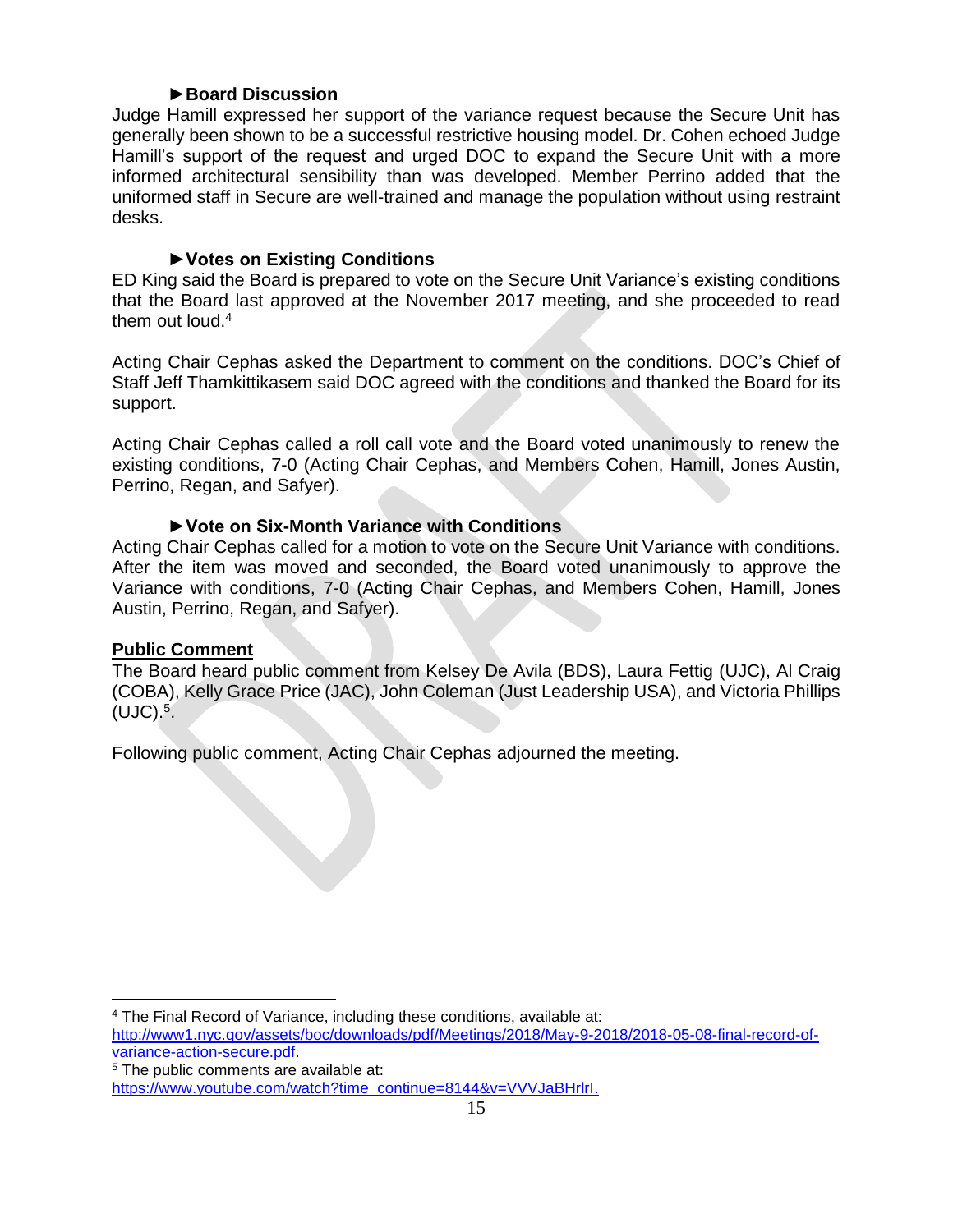**►Board Discussion**

Judge Hamill expressed her support of the variance request because the Secure Unit has generally been shown to be a successful restrictive housing model. Dr. Cohen echoed Judge Hamill's support of the request and urged DOC to expand the Secure Unit with a more informed architectural sensibility than was developed. Member Perrino added that the uniformed staff in Secure are well-trained and manage the population without using restraint desks.

**►Votes on Existing Conditions**

ED King said the Board is prepared to vote on the Secure Unit Variance's existing conditions that the Board last approved at the November 2017 meeting, and she proceeded to read them out loud.[4]

Acting Chair Cephas asked the Department to comment on the conditions. DOC's Chief of Staff Jeff Thamkittikasem said DOC agreed with the conditions and thanked the Board for its support.

Acting Chair Cephas called a roll call vote and the Board voted unanimously to renew the existing conditions, 7-0 (Acting Chair Cephas, and Members Cohen, Hamill, Jones Austin, Perrino, Regan, and Safyer).

**►Vote on Six-Month Variance with Conditions**

Acting Chair Cephas called for a motion to vote on the Secure Unit Variance with conditions. After the item was moved and seconded, the Board voted unanimously to approve the Variance with conditions, 7-0 (Acting Chair Cephas, and Members Cohen, Hamill, Jones Austin, Perrino, Regan, and Safyer).

## Public Comment

The Board heard public comment from Kelsey De Avila (BDS), Laura Fettig (UJC), Al Craig (COBA), Kelly Grace Price (JAC), John Coleman (Just Leadership USA), and Victoria Phillips (UJC).[5].

Following public comment, Acting Chair Cephas adjourned the meeting.

---

[4] The Final Record of Variance, including these conditions, available at: http://www1.nyc.gov/assets/boc/downloads/pdf/Meetings/2018/May-9-2018/2018-05-08-final-record-of-variance-action-secure.pdf.

[5] The public comments are available at: https://www.youtube.com/watch?time_continue=8144&v=VVVJaBHrlrI.